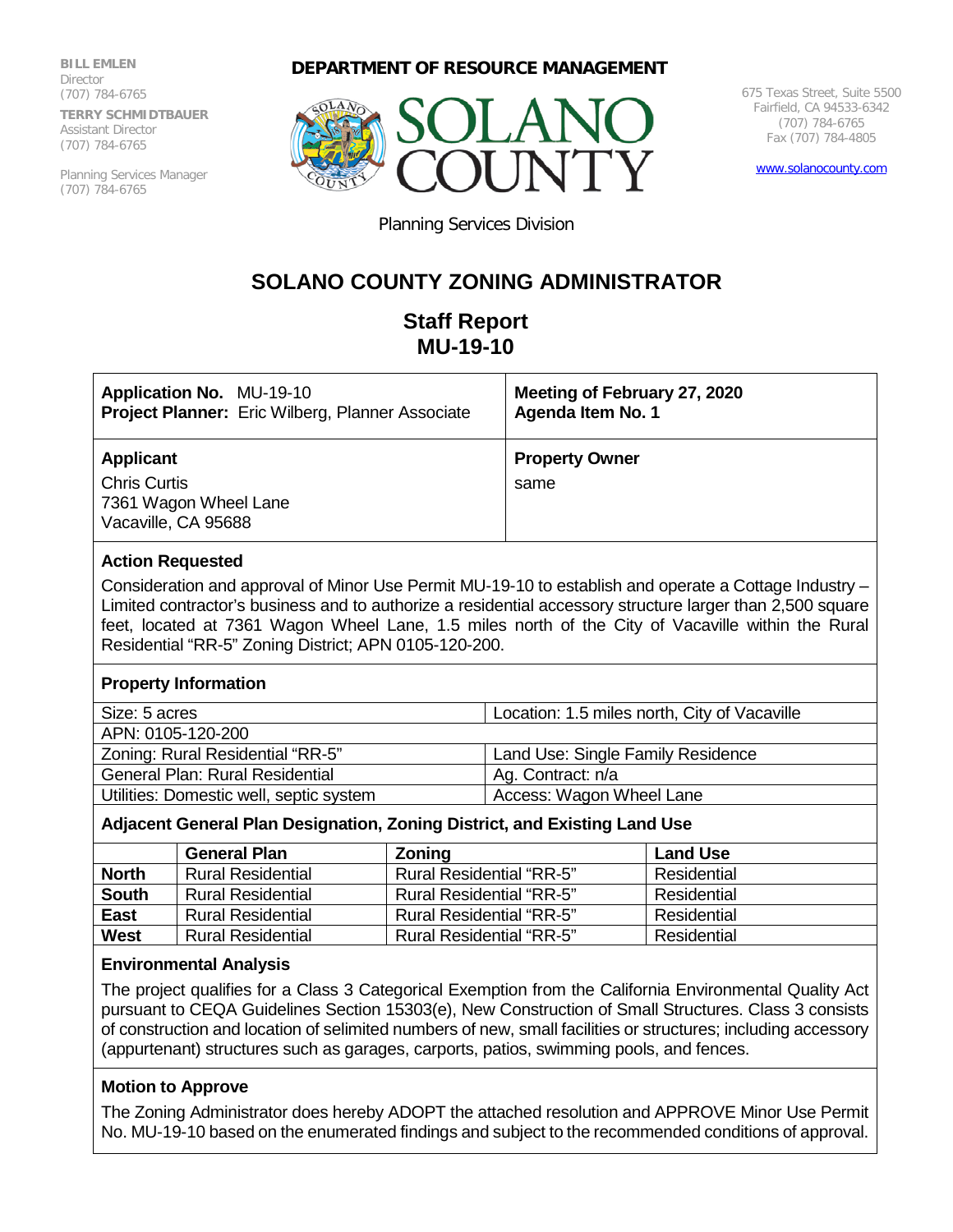**BILL EMLEN**
Director
(707) 784-6765

**TERRY SCHMIDTBAUER**
Assistant Director
(707) 784-6765

Planning Services Manager
(707) 784-6765

**DEPARTMENT OF RESOURCE MANAGEMENT**

SOLANO COUNTY

675 Texas Street, Suite 5500
Fairfield, CA 94533-6342
(707) 784-6765
Fax (707) 784-4805

www.solanocounty.com

Planning Services Division

# SOLANO COUNTY ZONING ADMINISTRATOR

## Staff Report
## MU-19-10

| **Application No.** MU-19-10<br>**Project Planner:** Eric Wilberg, Planner Associate | **Meeting of February 27, 2020**<br>**Agenda Item No. 1** |
|---|---|
| **Applicant**<br>Chris Curtis<br>7361 Wagon Wheel Lane<br>Vacaville, CA 95688 | **Property Owner**<br>same |

### Action Requested

Consideration and approval of Minor Use Permit MU-19-10 to establish and operate a Cottage Industry – Limited contractor's business and to authorize a residential accessory structure larger than 2,500 square feet, located at 7361 Wagon Wheel Lane, 1.5 miles north of the City of Vacaville within the Rural Residential "RR-5" Zoning District; APN 0105-120-200.

### Property Information

| Size: 5 acres | Location: 1.5 miles north, City of Vacaville |
|---|---|
| APN: 0105-120-200 | |
| Zoning: Rural Residential "RR-5" | Land Use: Single Family Residence |
| General Plan: Rural Residential | Ag. Contract: n/a |
| Utilities: Domestic well, septic system | Access: Wagon Wheel Lane |

### Adjacent General Plan Designation, Zoning District, and Existing Land Use

| | General Plan | Zoning | Land Use |
|---|---|---|---|
| **North** | Rural Residential | Rural Residential "RR-5" | Residential |
| **South** | Rural Residential | Rural Residential "RR-5" | Residential |
| **East** | Rural Residential | Rural Residential "RR-5" | Residential |
| **West** | Rural Residential | Rural Residential "RR-5" | Residential |

### Environmental Analysis

The project qualifies for a Class 3 Categorical Exemption from the California Environmental Quality Act pursuant to CEQA Guidelines Section 15303(e), New Construction of Small Structures. Class 3 consists of construction and location of selimited numbers of new, small facilities or structures; including accessory (appurtenant) structures such as garages, carports, patios, swimming pools, and fences.

### Motion to Approve

The Zoning Administrator does hereby ADOPT the attached resolution and APPROVE Minor Use Permit No. MU-19-10 based on the enumerated findings and subject to the recommended conditions of approval.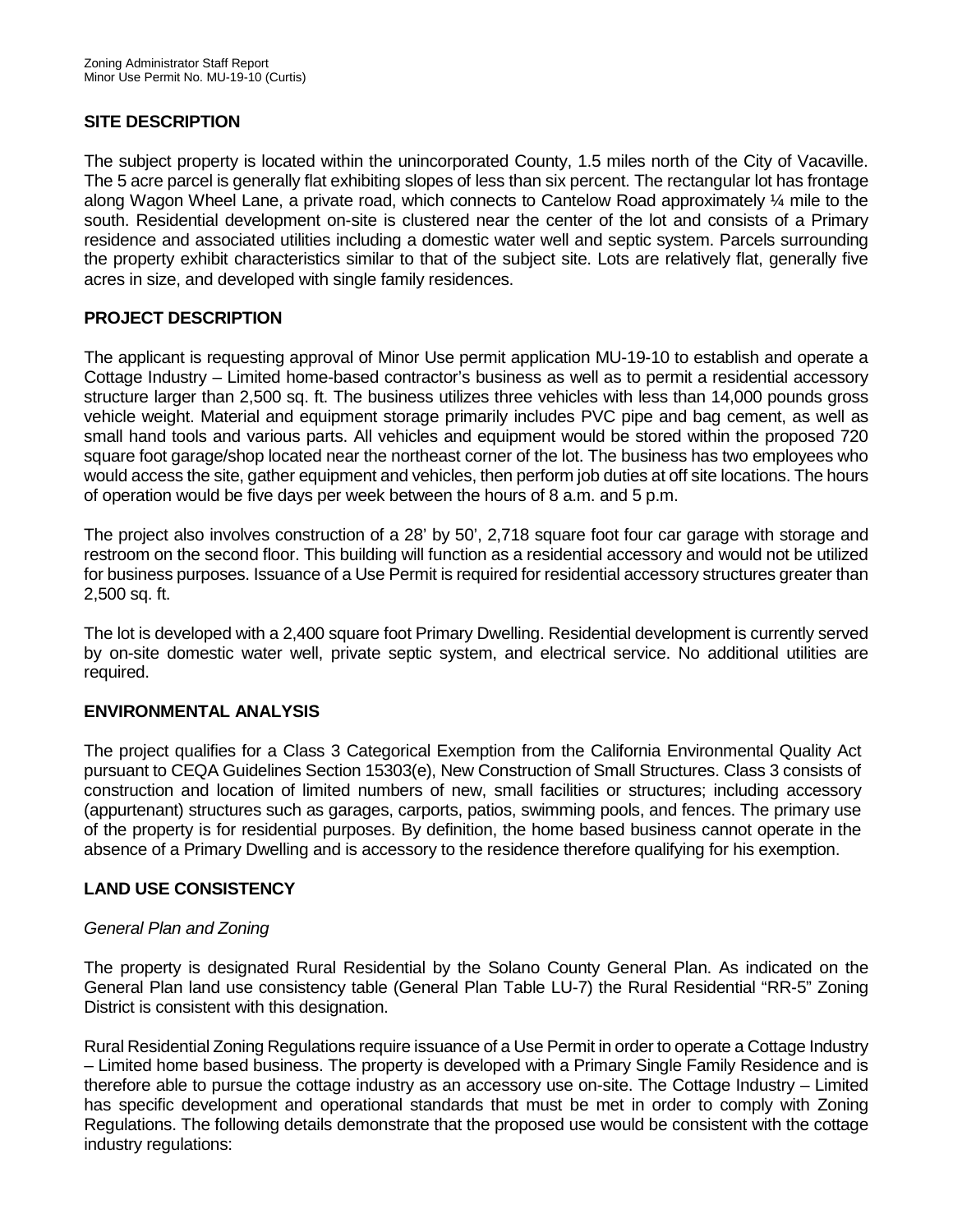## SITE DESCRIPTION

The subject property is located within the unincorporated County, 1.5 miles north of the City of Vacaville. The 5 acre parcel is generally flat exhibiting slopes of less than six percent. The rectangular lot has frontage along Wagon Wheel Lane, a private road, which connects to Cantelow Road approximately ¼ mile to the south. Residential development on-site is clustered near the center of the lot and consists of a Primary residence and associated utilities including a domestic water well and septic system. Parcels surrounding the property exhibit characteristics similar to that of the subject site. Lots are relatively flat, generally five acres in size, and developed with single family residences.

## PROJECT DESCRIPTION

The applicant is requesting approval of Minor Use permit application MU-19-10 to establish and operate a Cottage Industry – Limited home-based contractor's business as well as to permit a residential accessory structure larger than 2,500 sq. ft. The business utilizes three vehicles with less than 14,000 pounds gross vehicle weight. Material and equipment storage primarily includes PVC pipe and bag cement, as well as small hand tools and various parts. All vehicles and equipment would be stored within the proposed 720 square foot garage/shop located near the northeast corner of the lot. The business has two employees who would access the site, gather equipment and vehicles, then perform job duties at off site locations. The hours of operation would be five days per week between the hours of 8 a.m. and 5 p.m.

The project also involves construction of a 28' by 50', 2,718 square foot four car garage with storage and restroom on the second floor. This building will function as a residential accessory and would not be utilized for business purposes. Issuance of a Use Permit is required for residential accessory structures greater than 2,500 sq. ft.

The lot is developed with a 2,400 square foot Primary Dwelling. Residential development is currently served by on-site domestic water well, private septic system, and electrical service. No additional utilities are required.

## ENVIRONMENTAL ANALYSIS

The project qualifies for a Class 3 Categorical Exemption from the California Environmental Quality Act pursuant to CEQA Guidelines Section 15303(e), New Construction of Small Structures. Class 3 consists of construction and location of limited numbers of new, small facilities or structures; including accessory (appurtenant) structures such as garages, carports, patios, swimming pools, and fences. The primary use of the property is for residential purposes. By definition, the home based business cannot operate in the absence of a Primary Dwelling and is accessory to the residence therefore qualifying for his exemption.

## LAND USE CONSISTENCY

### *General Plan and Zoning*

The property is designated Rural Residential by the Solano County General Plan. As indicated on the General Plan land use consistency table (General Plan Table LU-7) the Rural Residential "RR-5" Zoning District is consistent with this designation.

Rural Residential Zoning Regulations require issuance of a Use Permit in order to operate a Cottage Industry – Limited home based business. The property is developed with a Primary Single Family Residence and is therefore able to pursue the cottage industry as an accessory use on-site. The Cottage Industry – Limited has specific development and operational standards that must be met in order to comply with Zoning Regulations. The following details demonstrate that the proposed use would be consistent with the cottage industry regulations: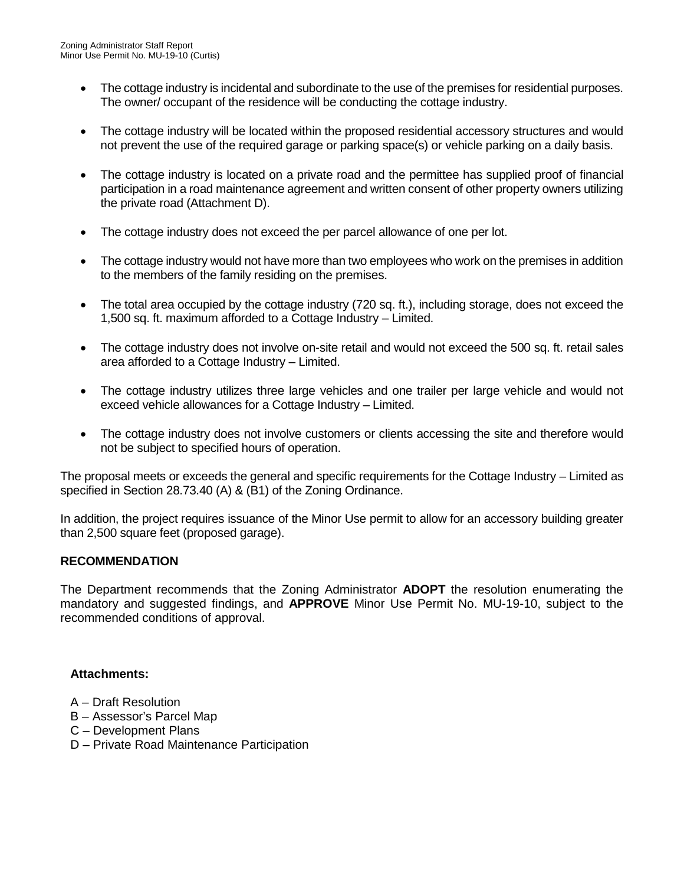- The cottage industry is incidental and subordinate to the use of the premises for residential purposes. The owner/ occupant of the residence will be conducting the cottage industry.

- The cottage industry will be located within the proposed residential accessory structures and would not prevent the use of the required garage or parking space(s) or vehicle parking on a daily basis.

- The cottage industry is located on a private road and the permittee has supplied proof of financial participation in a road maintenance agreement and written consent of other property owners utilizing the private road (Attachment D).

- The cottage industry does not exceed the per parcel allowance of one per lot.

- The cottage industry would not have more than two employees who work on the premises in addition to the members of the family residing on the premises.

- The total area occupied by the cottage industry (720 sq. ft.), including storage, does not exceed the 1,500 sq. ft. maximum afforded to a Cottage Industry – Limited.

- The cottage industry does not involve on-site retail and would not exceed the 500 sq. ft. retail sales area afforded to a Cottage Industry – Limited.

- The cottage industry utilizes three large vehicles and one trailer per large vehicle and would not exceed vehicle allowances for a Cottage Industry – Limited.

- The cottage industry does not involve customers or clients accessing the site and therefore would not be subject to specified hours of operation.

The proposal meets or exceeds the general and specific requirements for the Cottage Industry – Limited as specified in Section 28.73.40 (A) & (B1) of the Zoning Ordinance.

In addition, the project requires issuance of the Minor Use permit to allow for an accessory building greater than 2,500 square feet (proposed garage).

## RECOMMENDATION

The Department recommends that the Zoning Administrator **ADOPT** the resolution enumerating the mandatory and suggested findings, and **APPROVE** Minor Use Permit No. MU-19-10, subject to the recommended conditions of approval.

**Attachments:**

A – Draft Resolution
B – Assessor's Parcel Map
C – Development Plans
D – Private Road Maintenance Participation